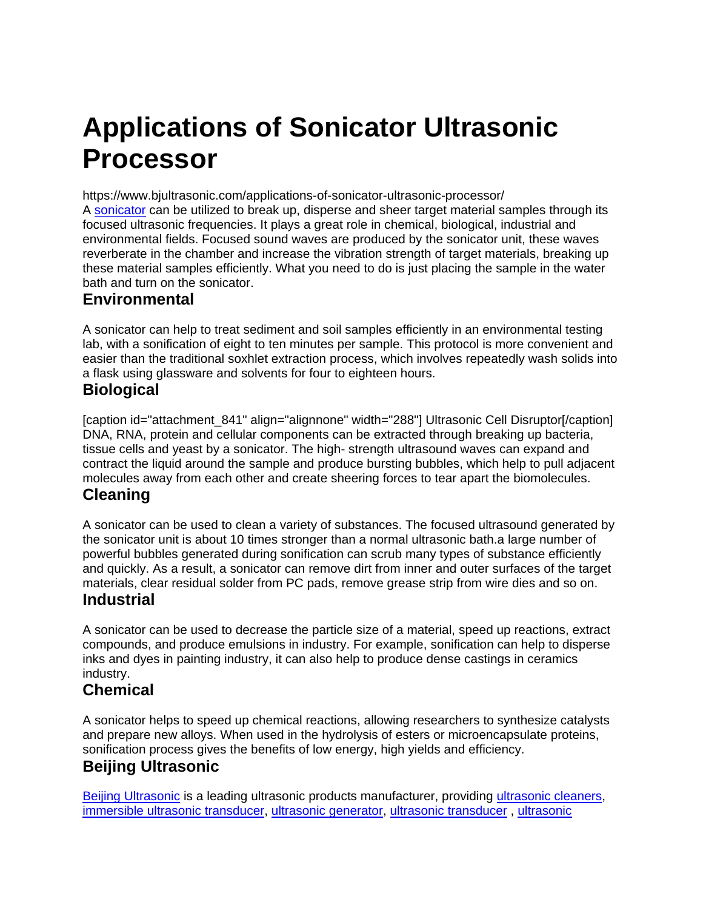# Applications of Sonicator Ultrasonic Processor

https://www.bjultrasonic.com/applications-of-sonicator-ultrasonic-processor/

A sonicator can be utilized to break up, disperse and sheer target material samples through its focused ultrasonic frequencies. It plays a great role in chemical, biological, industrial and environmental fields. Focused sound waves are produced by the sonicator unit, these waves reverberate in the chamber and increase the vibration strength of target materials, breaking up these material samples efficiently. What you need to do is just placing the sample in the water bath and turn on the sonicator.

## Environmental

A sonicator can help to treat sediment and soil samples efficiently in an environmental testing lab, with a sonification of eight to ten minutes per sample. This protocol is more convenient and easier than the traditional soxhlet extraction process, which involves repeatedly wash solids into a flask using glassware and solvents for four to eighteen hours.

## Biological

[caption id="attachment_841" align="alignnone" width="288"] Ultrasonic Cell Disruptor[/caption] DNA, RNA, protein and cellular components can be extracted through breaking up bacteria, tissue cells and yeast by a sonicator. The high- strength ultrasound waves can expand and contract the liquid around the sample and produce bursting bubbles, which help to pull adjacent molecules away from each other and create sheering forces to tear apart the biomolecules.

## Cleaning

A sonicator can be used to clean a variety of substances. The focused ultrasound generated by the sonicator unit is about 10 times stronger than a normal ultrasonic bath.a large number of powerful bubbles generated during sonification can scrub many types of substance efficiently and quickly. As a result, a sonicator can remove dirt from inner and outer surfaces of the target materials, clear residual solder from PC pads, remove grease strip from wire dies and so on.

## Industrial

A sonicator can be used to decrease the particle size of a material, speed up reactions, extract compounds, and produce emulsions in industry. For example, sonification can help to disperse inks and dyes in painting industry, it can also help to produce dense castings in ceramics industry.

## Chemical

A sonicator helps to speed up chemical reactions, allowing researchers to synthesize catalysts and prepare new alloys. When used in the hydrolysis of esters or microencapsulate proteins, sonification process gives the benefits of low energy, high yields and efficiency.

## Beijing Ultrasonic

Beijing Ultrasonic is a leading ultrasonic products manufacturer, providing ultrasonic cleaners, immersible ultrasonic transducer, ultrasonic generator, ultrasonic transducer , ultrasonic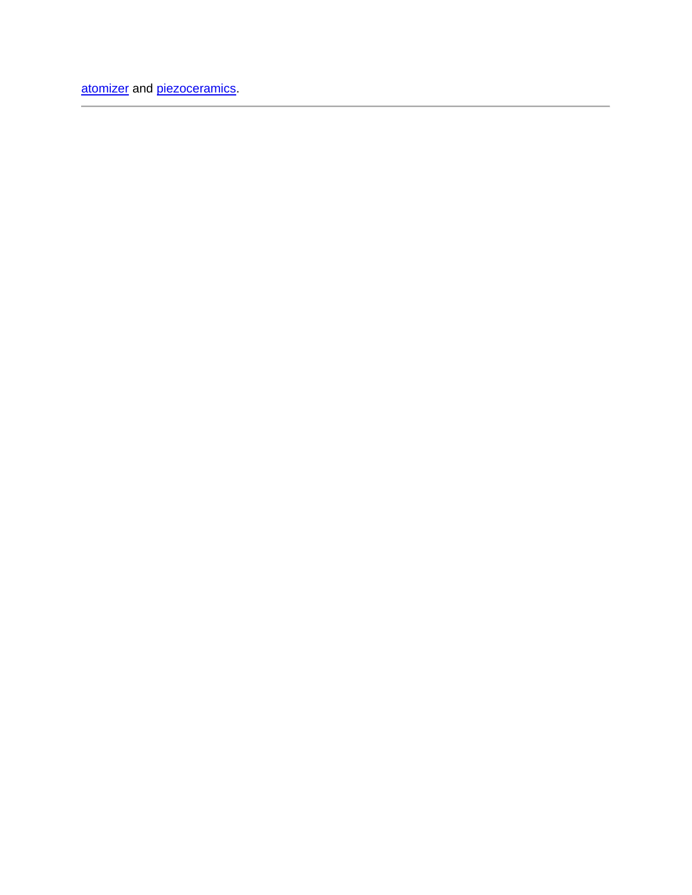atomizer and piezoceramics.

---